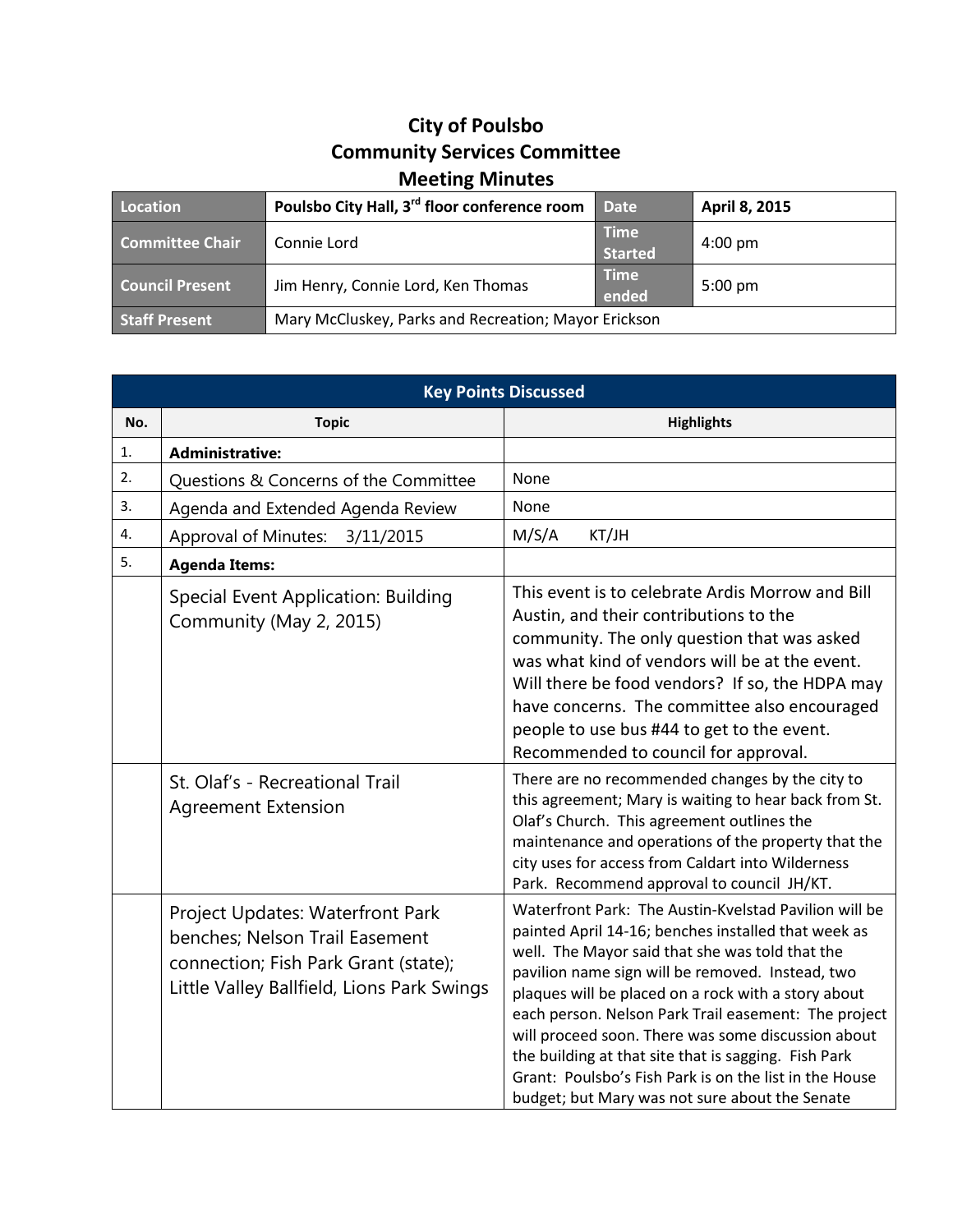# City of Poulsbo
## Community Services Committee
## Meeting Minutes

| Location | Poulsbo City Hall, 3rd floor conference room | Date | April 8, 2015 |
|---|---|---|---|
| Committee Chair | Connie Lord | Time Started | 4:00 pm |
| Council Present | Jim Henry, Connie Lord, Ken Thomas | Time ended | 5:00 pm |
| Staff Present | Mary McCluskey, Parks and Recreation; Mayor Erickson | | |

**Key Points Discussed**

| No. | Topic | Highlights |
|---|---|---|
| 1. | **Administrative:** | |
| 2. | Questions & Concerns of the Committee | None |
| 3. | Agenda and Extended Agenda Review | None |
| 4. | Approval of Minutes: 3/11/2015 | M/S/A KT/JH |
| 5. | **Agenda Items:** | |
| | Special Event Application: Building Community (May 2, 2015) | This event is to celebrate Ardis Morrow and Bill Austin, and their contributions to the community. The only question that was asked was what kind of vendors will be at the event. Will there be food vendors? If so, the HDPA may have concerns. The committee also encouraged people to use bus #44 to get to the event. Recommended to council for approval. |
| | St. Olaf's - Recreational Trail Agreement Extension | There are no recommended changes by the city to this agreement; Mary is waiting to hear back from St. Olaf's Church. This agreement outlines the maintenance and operations of the property that the city uses for access from Caldart into Wilderness Park. Recommend approval to council JH/KT. |
| | Project Updates: Waterfront Park benches; Nelson Trail Easement connection; Fish Park Grant (state); Little Valley Ballfield, Lions Park Swings | Waterfront Park: The Austin-Kvelstad Pavilion will be painted April 14-16; benches installed that week as well. The Mayor said that she was told that the pavilion name sign will be removed. Instead, two plaques will be placed on a rock with a story about each person. Nelson Park Trail easement: The project will proceed soon. There was some discussion about the building at that site that is sagging. Fish Park Grant: Poulsbo's Fish Park is on the list in the House budget; but Mary was not sure about the Senate |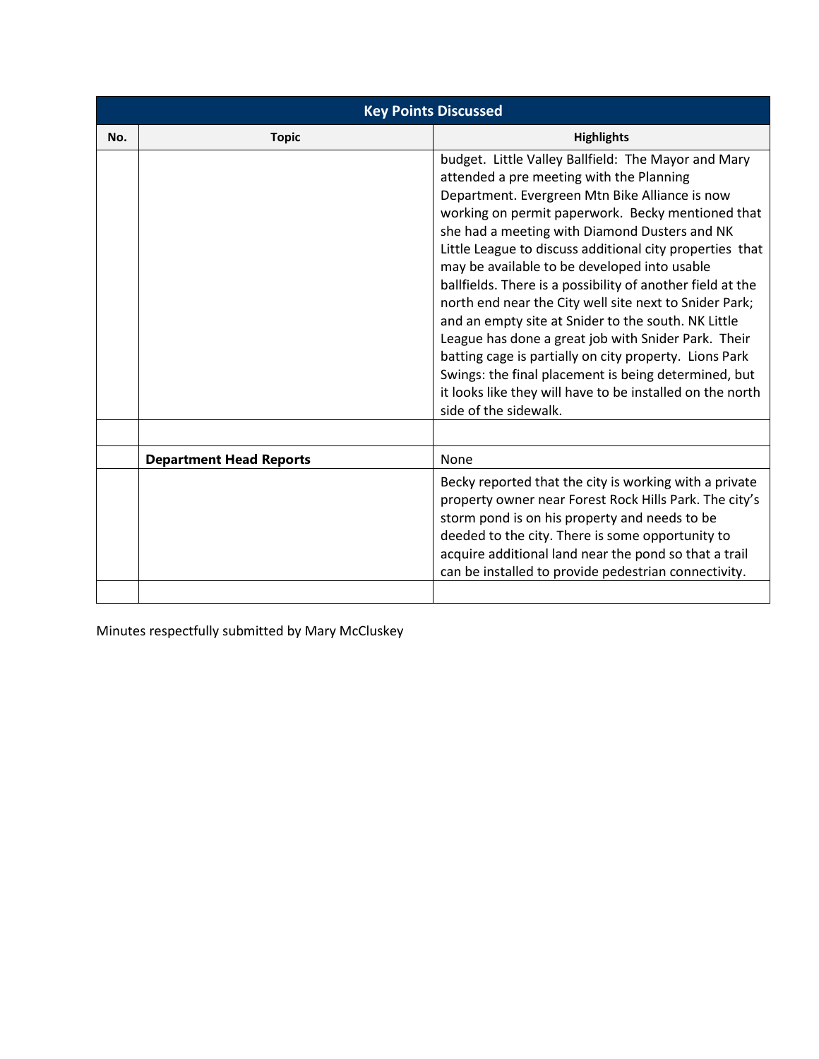| Key Points Discussed | | |
|---|---|---|
| **No.** | **Topic** | **Highlights** |
| | | budget. Little Valley Ballfield: The Mayor and Mary attended a pre meeting with the Planning Department. Evergreen Mtn Bike Alliance is now working on permit paperwork. Becky mentioned that she had a meeting with Diamond Dusters and NK Little League to discuss additional city properties that may be available to be developed into usable ballfields. There is a possibility of another field at the north end near the City well site next to Snider Park; and an empty site at Snider to the south. NK Little League has done a great job with Snider Park. Their batting cage is partially on city property. Lions Park Swings: the final placement is being determined, but it looks like they will have to be installed on the north side of the sidewalk. |
| | | |
| | **Department Head Reports** | None |
| | | Becky reported that the city is working with a private property owner near Forest Rock Hills Park. The city's storm pond is on his property and needs to be deeded to the city. There is some opportunity to acquire additional land near the pond so that a trail can be installed to provide pedestrian connectivity. |
| | | |

Minutes respectfully submitted by Mary McCluskey